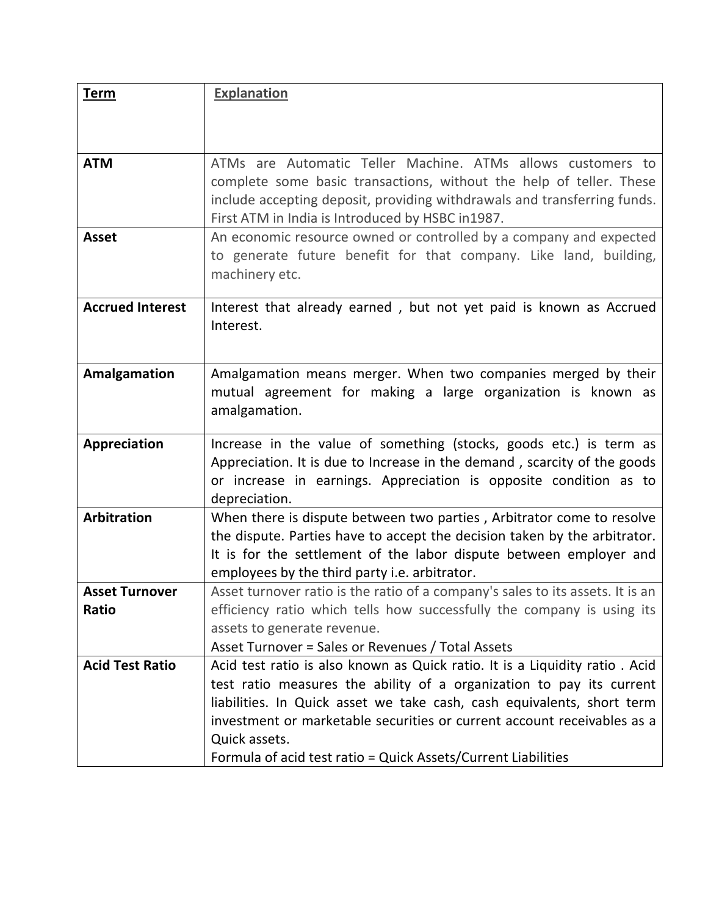| Term | Explanation |
|---|---|
| **ATM** | ATMs are Automatic Teller Machine. ATMs allows customers to complete some basic transactions, without the help of teller. These include accepting deposit, providing withdrawals and transferring funds. First ATM in India is Introduced by HSBC in1987. |
| **Asset** | An economic resource owned or controlled by a company and expected to generate future benefit for that company. Like land, building, machinery etc. |
| **Accrued Interest** | Interest that already earned , but not yet paid is known as Accrued Interest. |
| **Amalgamation** | Amalgamation means merger. When two companies merged by their mutual agreement for making a large organization is known as amalgamation. |
| **Appreciation** | Increase in the value of something (stocks, goods etc.) is term as Appreciation. It is due to Increase in the demand , scarcity of the goods or increase in earnings. Appreciation is opposite condition as to depreciation. |
| **Arbitration** | When there is dispute between two parties , Arbitrator come to resolve the dispute. Parties have to accept the decision taken by the arbitrator. It is for the settlement of the labor dispute between employer and employees by the third party i.e. arbitrator. |
| **Asset Turnover Ratio** | Asset turnover ratio is the ratio of a company's sales to its assets. It is an efficiency ratio which tells how successfully the company is using its assets to generate revenue.<br>Asset Turnover = Sales or Revenues / Total Assets |
| **Acid Test Ratio** | Acid test ratio is also known as Quick ratio. It is a Liquidity ratio . Acid test ratio measures the ability of a organization to pay its current liabilities. In Quick asset we take cash, cash equivalents, short term investment or marketable securities or current account receivables as a Quick assets.<br>Formula of acid test ratio = Quick Assets/Current Liabilities |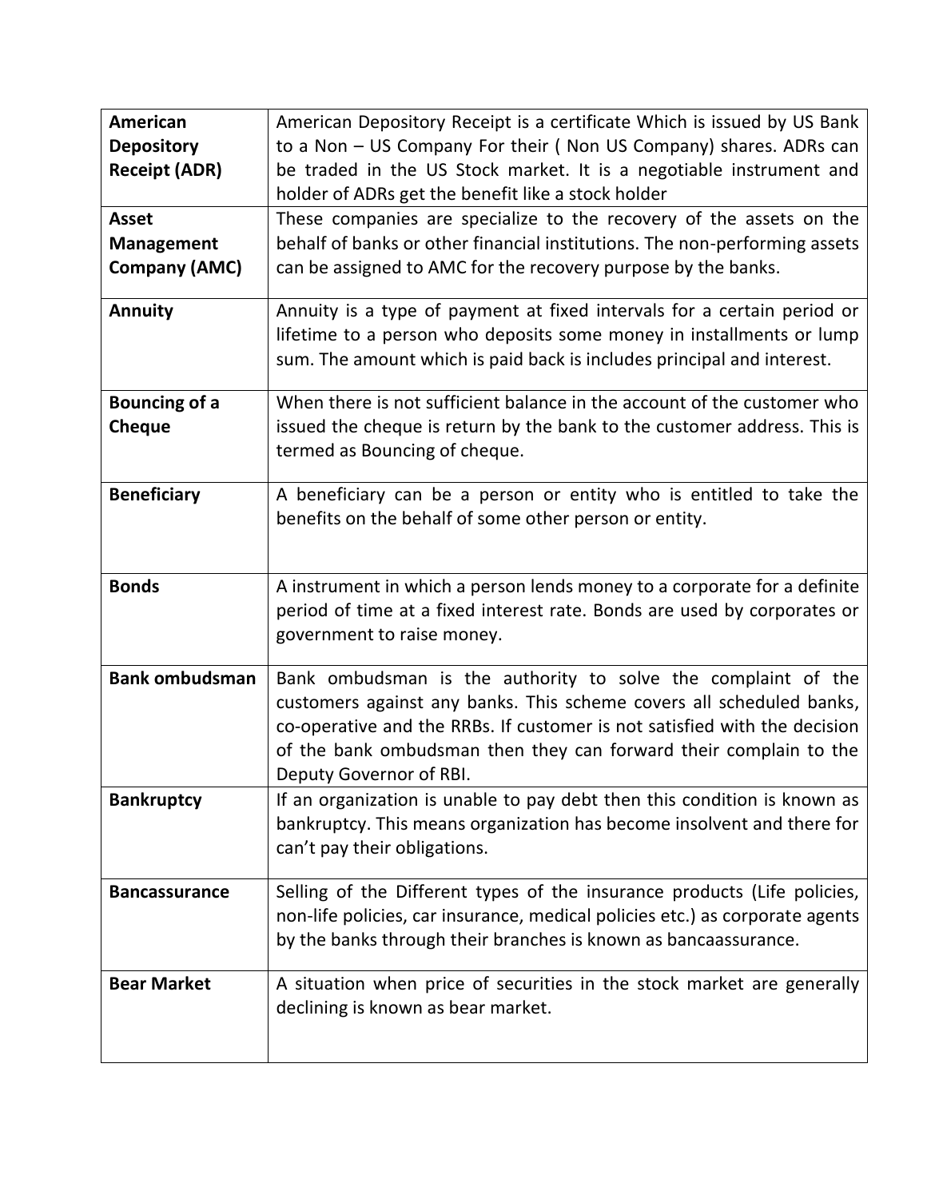| | |
|---|---|
| **American Depository Receipt (ADR)** | American Depository Receipt is a certificate Which is issued by US Bank to a Non – US Company For their ( Non US Company) shares. ADRs can be traded in the US Stock market. It is a negotiable instrument and holder of ADRs get the benefit like a stock holder |
| **Asset Management Company (AMC)** | These companies are specialize to the recovery of the assets on the behalf of banks or other financial institutions. The non-performing assets can be assigned to AMC for the recovery purpose by the banks. |
| **Annuity** | Annuity is a type of payment at fixed intervals for a certain period or lifetime to a person who deposits some money in installments or lump sum. The amount which is paid back is includes principal and interest. |
| **Bouncing of a Cheque** | When there is not sufficient balance in the account of the customer who issued the cheque is return by the bank to the customer address. This is termed as Bouncing of cheque. |
| **Beneficiary** | A beneficiary can be a person or entity who is entitled to take the benefits on the behalf of some other person or entity. |
| **Bonds** | A instrument in which a person lends money to a corporate for a definite period of time at a fixed interest rate. Bonds are used by corporates or government to raise money. |
| **Bank ombudsman** | Bank ombudsman is the authority to solve the complaint of the customers against any banks. This scheme covers all scheduled banks, co-operative and the RRBs. If customer is not satisfied with the decision of the bank ombudsman then they can forward their complain to the Deputy Governor of RBI. |
| **Bankruptcy** | If an organization is unable to pay debt then this condition is known as bankruptcy. This means organization has become insolvent and there for can't pay their obligations. |
| **Bancassurance** | Selling of the Different types of the insurance products (Life policies, non-life policies, car insurance, medical policies etc.) as corporate agents by the banks through their branches is known as bancaassurance. |
| **Bear Market** | A situation when price of securities in the stock market are generally declining is known as bear market. |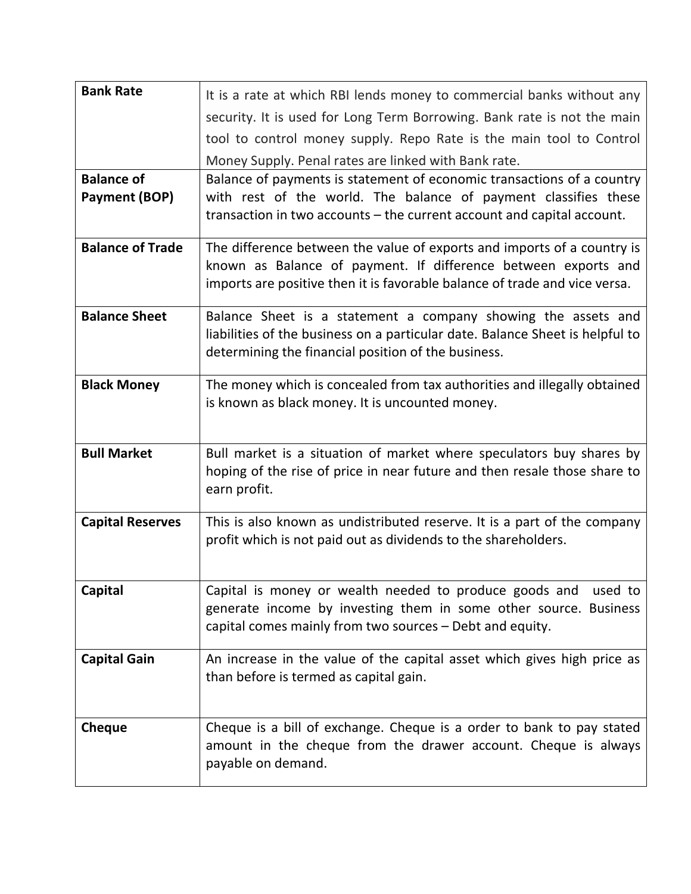| | |
|---|---|
| **Bank Rate** | It is a rate at which RBI lends money to commercial banks without any security. It is used for Long Term Borrowing. Bank rate is not the main tool to control money supply. Repo Rate is the main tool to Control Money Supply. Penal rates are linked with Bank rate. |
| **Balance of Payment (BOP)** | Balance of payments is statement of economic transactions of a country with rest of the world. The balance of payment classifies these transaction in two accounts – the current account and capital account. |
| **Balance of Trade** | The difference between the value of exports and imports of a country is known as Balance of payment. If difference between exports and imports are positive then it is favorable balance of trade and vice versa. |
| **Balance Sheet** | Balance Sheet is a statement a company showing the assets and liabilities of the business on a particular date. Balance Sheet is helpful to determining the financial position of the business. |
| **Black Money** | The money which is concealed from tax authorities and illegally obtained is known as black money. It is uncounted money. |
| **Bull Market** | Bull market is a situation of market where speculators buy shares by hoping of the rise of price in near future and then resale those share to earn profit. |
| **Capital Reserves** | This is also known as undistributed reserve. It is a part of the company profit which is not paid out as dividends to the shareholders. |
| **Capital** | Capital is money or wealth needed to produce goods and used to generate income by investing them in some other source. Business capital comes mainly from two sources – Debt and equity. |
| **Capital Gain** | An increase in the value of the capital asset which gives high price as than before is termed as capital gain. |
| **Cheque** | Cheque is a bill of exchange. Cheque is a order to bank to pay stated amount in the cheque from the drawer account. Cheque is always payable on demand. |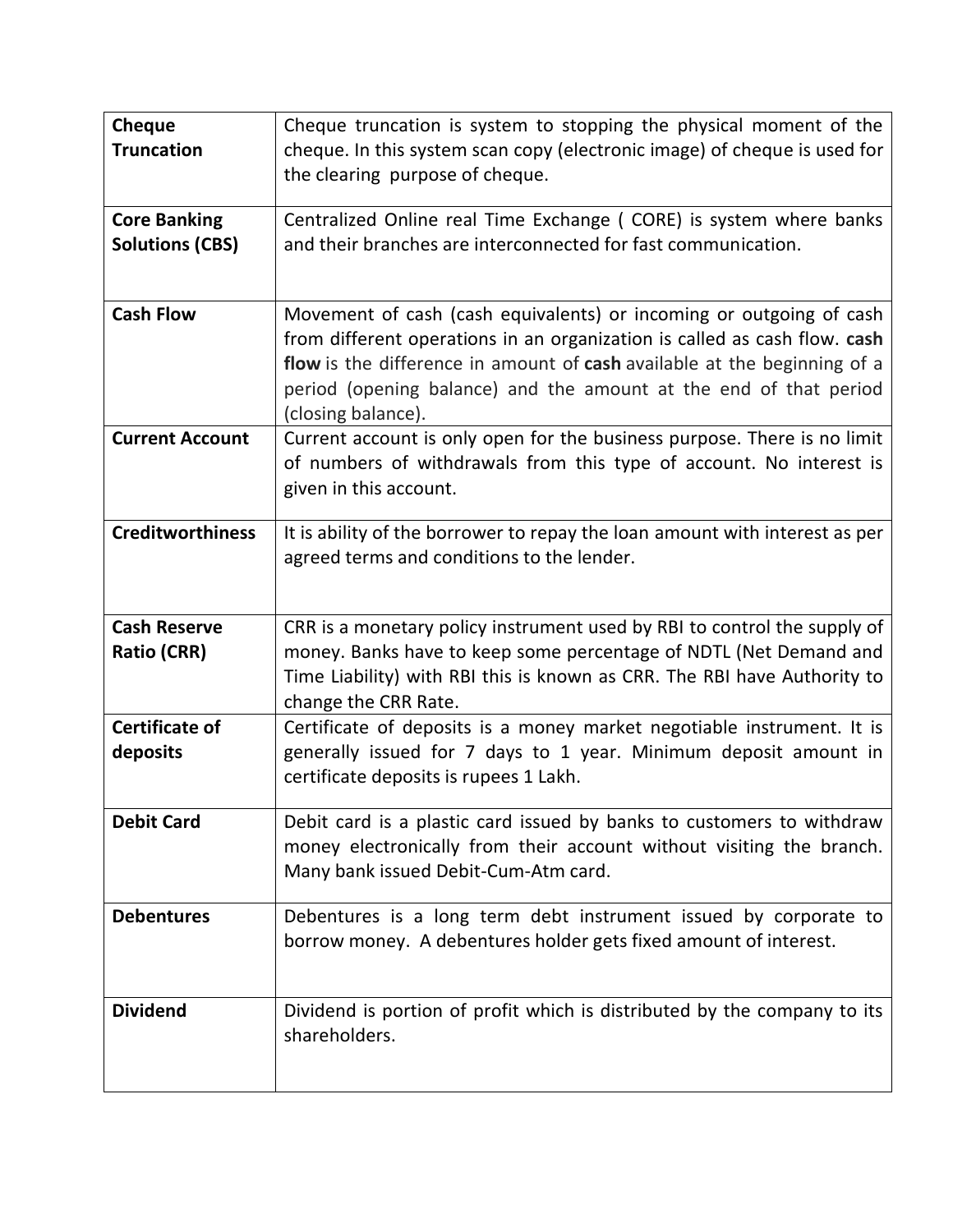| **Cheque Truncation** | Cheque truncation is system to stopping the physical moment of the cheque. In this system scan copy (electronic image) of cheque is used for the clearing purpose of cheque. |
|---|---|
| **Core Banking Solutions (CBS)** | Centralized Online real Time Exchange ( CORE) is system where banks and their branches are interconnected for fast communication. |
| **Cash Flow** | Movement of cash (cash equivalents) or incoming or outgoing of cash from different operations in an organization is called as cash flow. **cash flow** is the difference in amount of **cash** available at the beginning of a period (opening balance) and the amount at the end of that period (closing balance). |
| **Current Account** | Current account is only open for the business purpose. There is no limit of numbers of withdrawals from this type of account. No interest is given in this account. |
| **Creditworthiness** | It is ability of the borrower to repay the loan amount with interest as per agreed terms and conditions to the lender. |
| **Cash Reserve Ratio (CRR)** | CRR is a monetary policy instrument used by RBI to control the supply of money. Banks have to keep some percentage of NDTL (Net Demand and Time Liability) with RBI this is known as CRR. The RBI have Authority to change the CRR Rate. |
| **Certificate of deposits** | Certificate of deposits is a money market negotiable instrument. It is generally issued for 7 days to 1 year. Minimum deposit amount in certificate deposits is rupees 1 Lakh. |
| **Debit Card** | Debit card is a plastic card issued by banks to customers to withdraw money electronically from their account without visiting the branch. Many bank issued Debit-Cum-Atm card. |
| **Debentures** | Debentures is a long term debt instrument issued by corporate to borrow money. A debentures holder gets fixed amount of interest. |
| **Dividend** | Dividend is portion of profit which is distributed by the company to its shareholders. |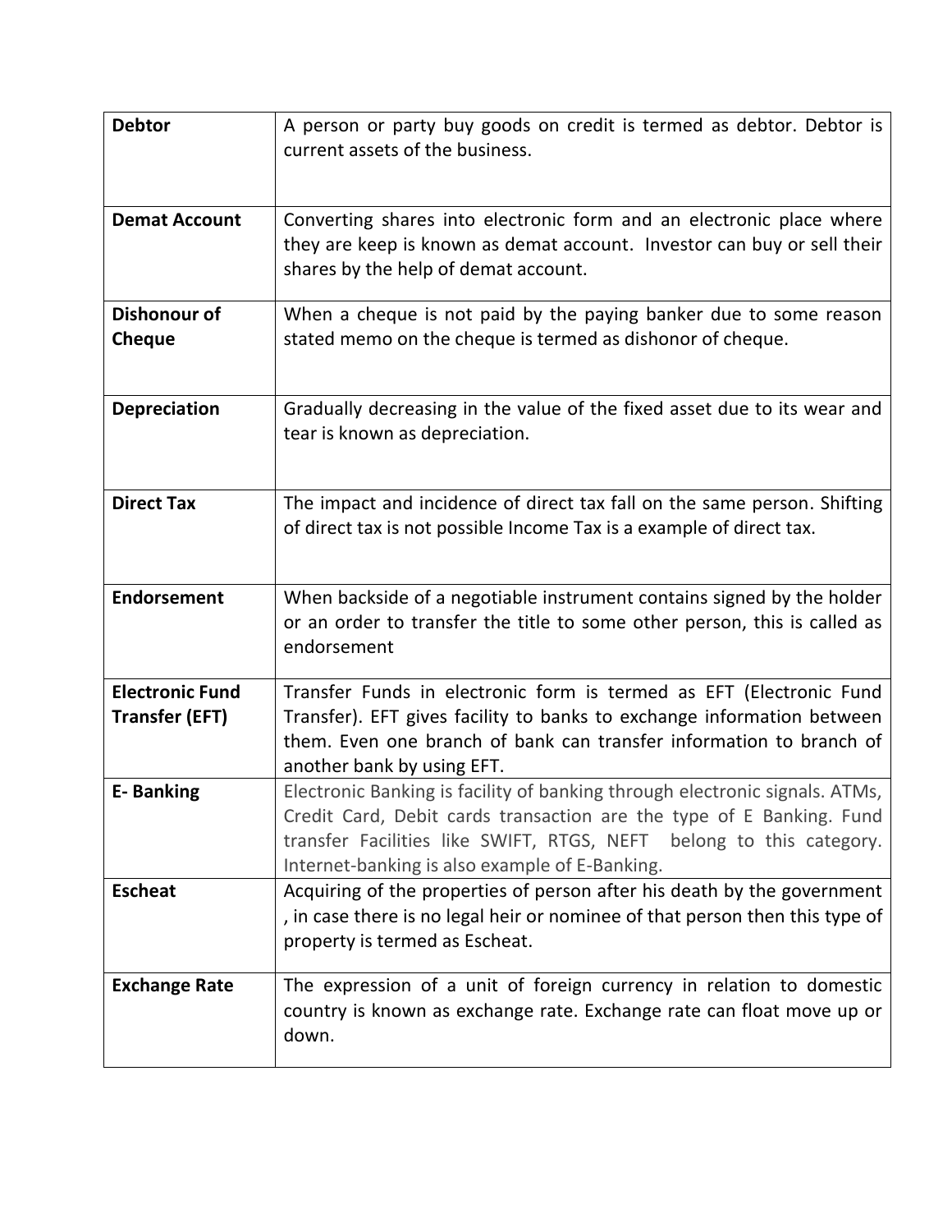| | |
|---|---|
| **Debtor** | A person or party buy goods on credit is termed as debtor. Debtor is current assets of the business. |
| **Demat Account** | Converting shares into electronic form and an electronic place where they are keep is known as demat account. Investor can buy or sell their shares by the help of demat account. |
| **Dishonour of Cheque** | When a cheque is not paid by the paying banker due to some reason stated memo on the cheque is termed as dishonor of cheque. |
| **Depreciation** | Gradually decreasing in the value of the fixed asset due to its wear and tear is known as depreciation. |
| **Direct Tax** | The impact and incidence of direct tax fall on the same person. Shifting of direct tax is not possible Income Tax is a example of direct tax. |
| **Endorsement** | When backside of a negotiable instrument contains signed by the holder or an order to transfer the title to some other person, this is called as endorsement |
| **Electronic Fund Transfer (EFT)** | Transfer Funds in electronic form is termed as EFT (Electronic Fund Transfer). EFT gives facility to banks to exchange information between them. Even one branch of bank can transfer information to branch of another bank by using EFT. |
| **E- Banking** | Electronic Banking is facility of banking through electronic signals. ATMs, Credit Card, Debit cards transaction are the type of E Banking. Fund transfer Facilities like SWIFT, RTGS, NEFT belong to this category. Internet-banking is also example of E-Banking. |
| **Escheat** | Acquiring of the properties of person after his death by the government , in case there is no legal heir or nominee of that person then this type of property is termed as Escheat. |
| **Exchange Rate** | The expression of a unit of foreign currency in relation to domestic country is known as exchange rate. Exchange rate can float move up or down. |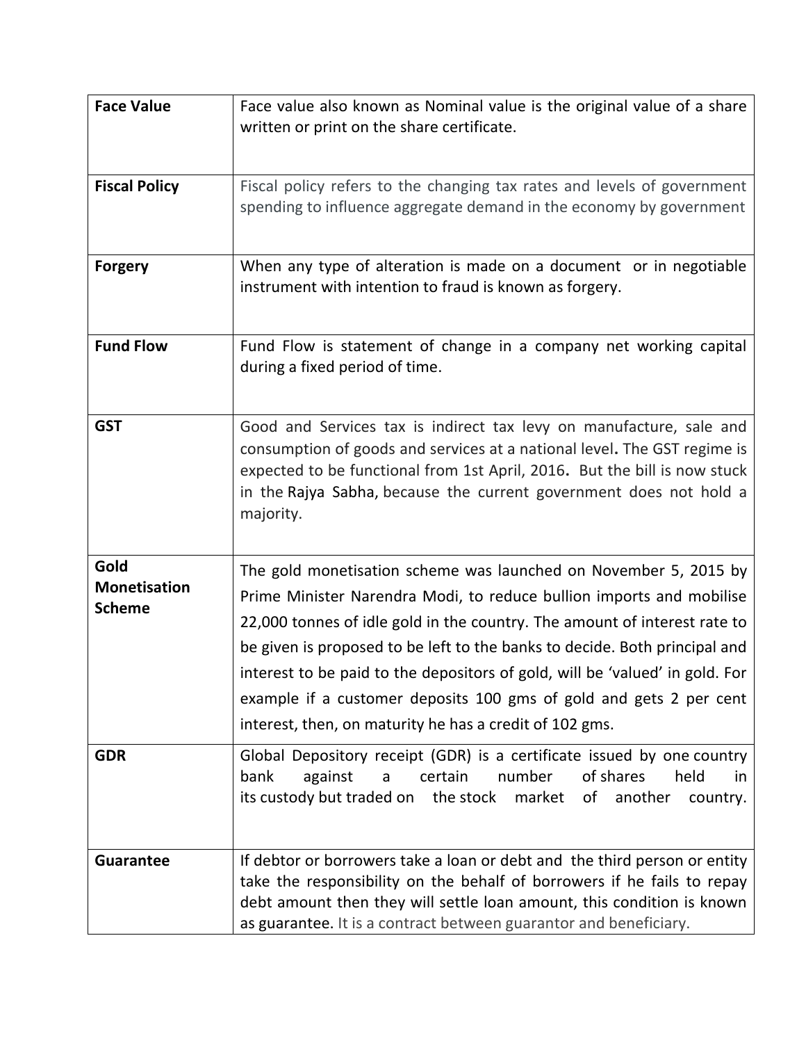| **Face Value** | Face value also known as Nominal value is the original value of a share written or print on the share certificate. |
|---|---|
| **Fiscal Policy** | Fiscal policy refers to the changing tax rates and levels of government spending to influence aggregate demand in the economy by government |
| **Forgery** | When any type of alteration is made on a document or in negotiable instrument with intention to fraud is known as forgery. |
| **Fund Flow** | Fund Flow is statement of change in a company net working capital during a fixed period of time. |
| **GST** | Good and Services tax is indirect tax levy on manufacture, sale and consumption of goods and services at a national level**.** The GST regime is expected to be functional from 1st April, 2016**.** But the bill is now stuck in the Rajya Sabha, because the current government does not hold a majority. |
| **Gold Monetisation Scheme** | The gold monetisation scheme was launched on November 5, 2015 by Prime Minister Narendra Modi, to reduce bullion imports and mobilise 22,000 tonnes of idle gold in the country. The amount of interest rate to be given is proposed to be left to the banks to decide. Both principal and interest to be paid to the depositors of gold, will be 'valued' in gold. For example if a customer deposits 100 gms of gold and gets 2 per cent interest, then, on maturity he has a credit of 102 gms. |
| **GDR** | Global Depository receipt (GDR) is a certificate issued by one country bank against a certain number of shares held in its custody but traded on the stock market of another country. |
| **Guarantee** | If debtor or borrowers take a loan or debt and the third person or entity take the responsibility on the behalf of borrowers if he fails to repay debt amount then they will settle loan amount, this condition is known as **guarantee.** It is a contract between guarantor and beneficiary. |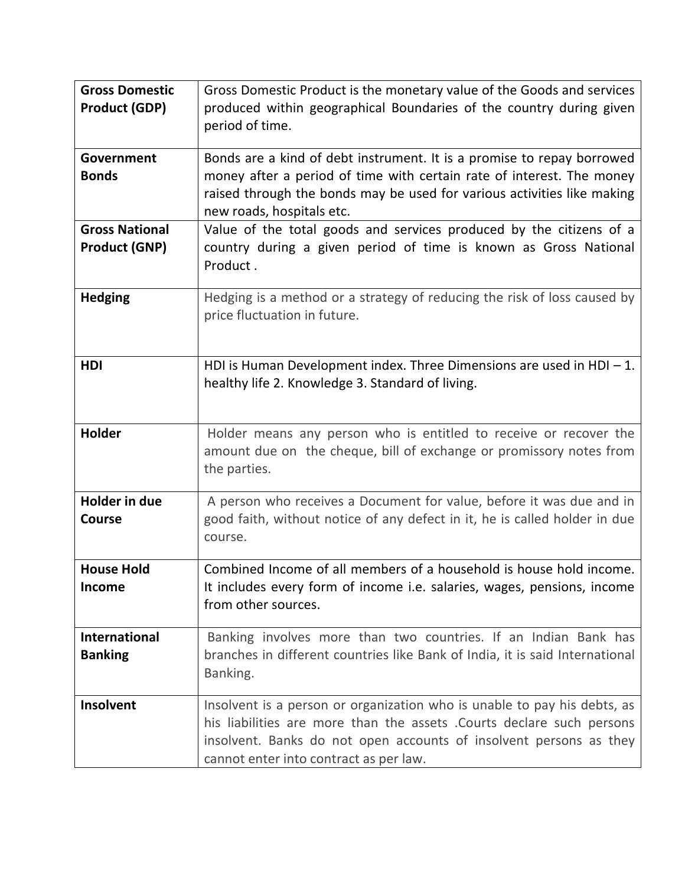| | |
|---|---|
| **Gross Domestic Product (GDP)** | Gross Domestic Product is the monetary value of the Goods and services produced within geographical Boundaries of the country during given period of time. |
| **Government Bonds** | Bonds are a kind of debt instrument. It is a promise to repay borrowed money after a period of time with certain rate of interest. The money raised through the bonds may be used for various activities like making new roads, hospitals etc. |
| **Gross National Product (GNP)** | Value of the total goods and services produced by the citizens of a country during a given period of time is known as Gross National Product . |
| **Hedging** | Hedging is a method or a strategy of reducing the risk of loss caused by price fluctuation in future. |
| **HDI** | HDI is Human Development index. Three Dimensions are used in HDI – 1. healthy life 2. Knowledge 3. Standard of living. |
| **Holder** | Holder means any person who is entitled to receive or recover the amount due on the cheque, bill of exchange or promissory notes from the parties. |
| **Holder in due Course** | A person who receives a Document for value, before it was due and in good faith, without notice of any defect in it, he is called holder in due course. |
| **House Hold Income** | Combined Income of all members of a household is house hold income. It includes every form of income i.e. salaries, wages, pensions, income from other sources. |
| **International Banking** | Banking involves more than two countries. If an Indian Bank has branches in different countries like Bank of India, it is said International Banking. |
| **Insolvent** | Insolvent is a person or organization who is unable to pay his debts, as his liabilities are more than the assets .Courts declare such persons insolvent. Banks do not open accounts of insolvent persons as they cannot enter into contract as per law. |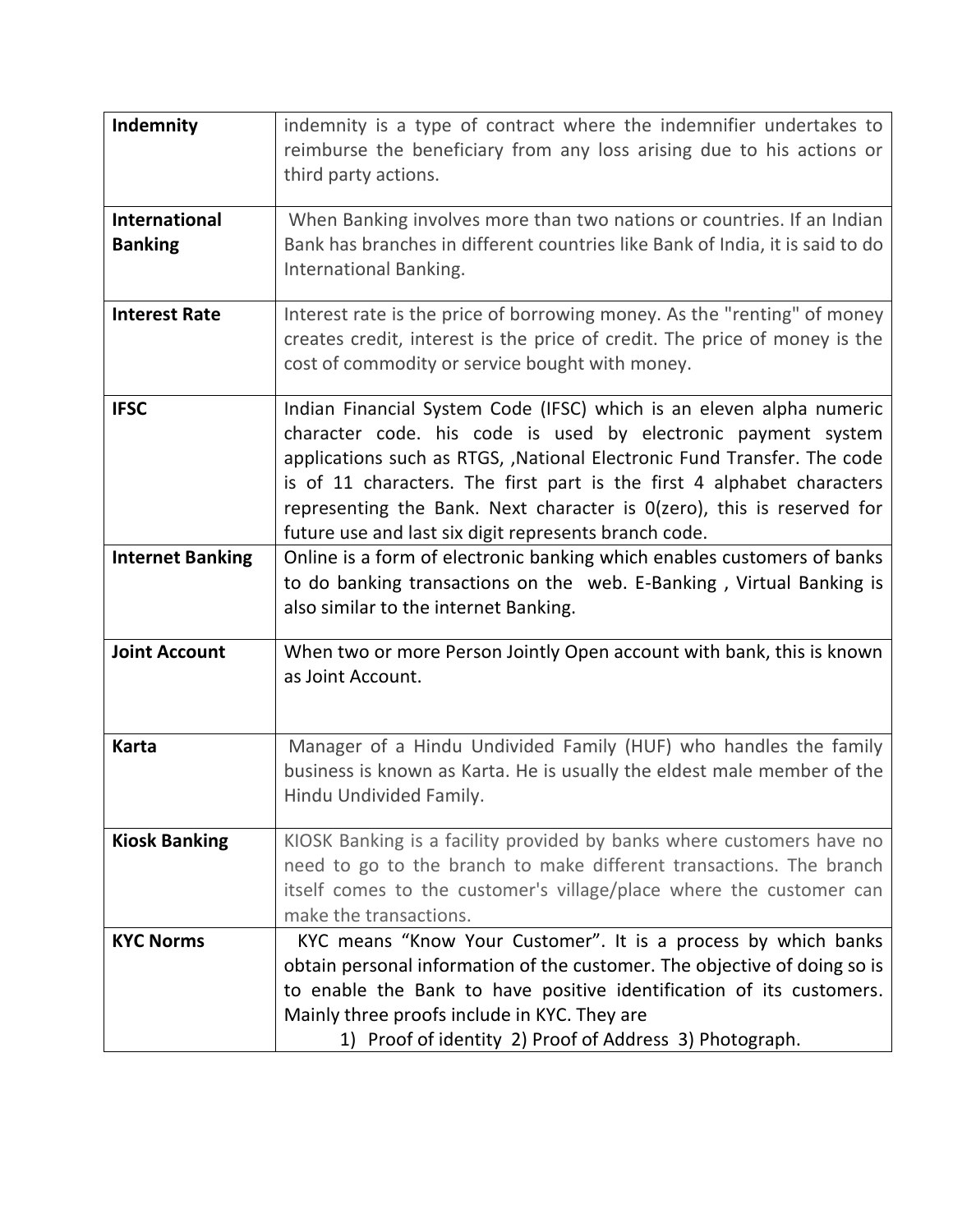| | |
|---|---|
| **Indemnity** | indemnity is a type of contract where the indemnifier undertakes to reimburse the beneficiary from any loss arising due to his actions or third party actions. |
| **International Banking** | When Banking involves more than two nations or countries. If an Indian Bank has branches in different countries like Bank of India, it is said to do International Banking. |
| **Interest Rate** | Interest rate is the price of borrowing money. As the "renting" of money creates credit, interest is the price of credit. The price of money is the cost of commodity or service bought with money. |
| **IFSC** | Indian Financial System Code (IFSC) which is an eleven alpha numeric character code. his code is used by electronic payment system applications such as RTGS, ,National Electronic Fund Transfer. The code is of 11 characters. The first part is the first 4 alphabet characters representing the Bank. Next character is 0(zero), this is reserved for future use and last six digit represents branch code. |
| **Internet Banking** | Online is a form of electronic banking which enables customers of banks to do banking transactions on the web. E-Banking , Virtual Banking is also similar to the internet Banking. |
| **Joint Account** | When two or more Person Jointly Open account with bank, this is known as Joint Account. |
| **Karta** | Manager of a Hindu Undivided Family (HUF) who handles the family business is known as Karta. He is usually the eldest male member of the Hindu Undivided Family. |
| **Kiosk Banking** | KIOSK Banking is a facility provided by banks where customers have no need to go to the branch to make different transactions. The branch itself comes to the customer's village/place where the customer can make the transactions. |
| **KYC Norms** | KYC means "Know Your Customer". It is a process by which banks obtain personal information of the customer. The objective of doing so is to enable the Bank to have positive identification of its customers. Mainly three proofs include in KYC. They are 1) Proof of identity 2) Proof of Address 3) Photograph. |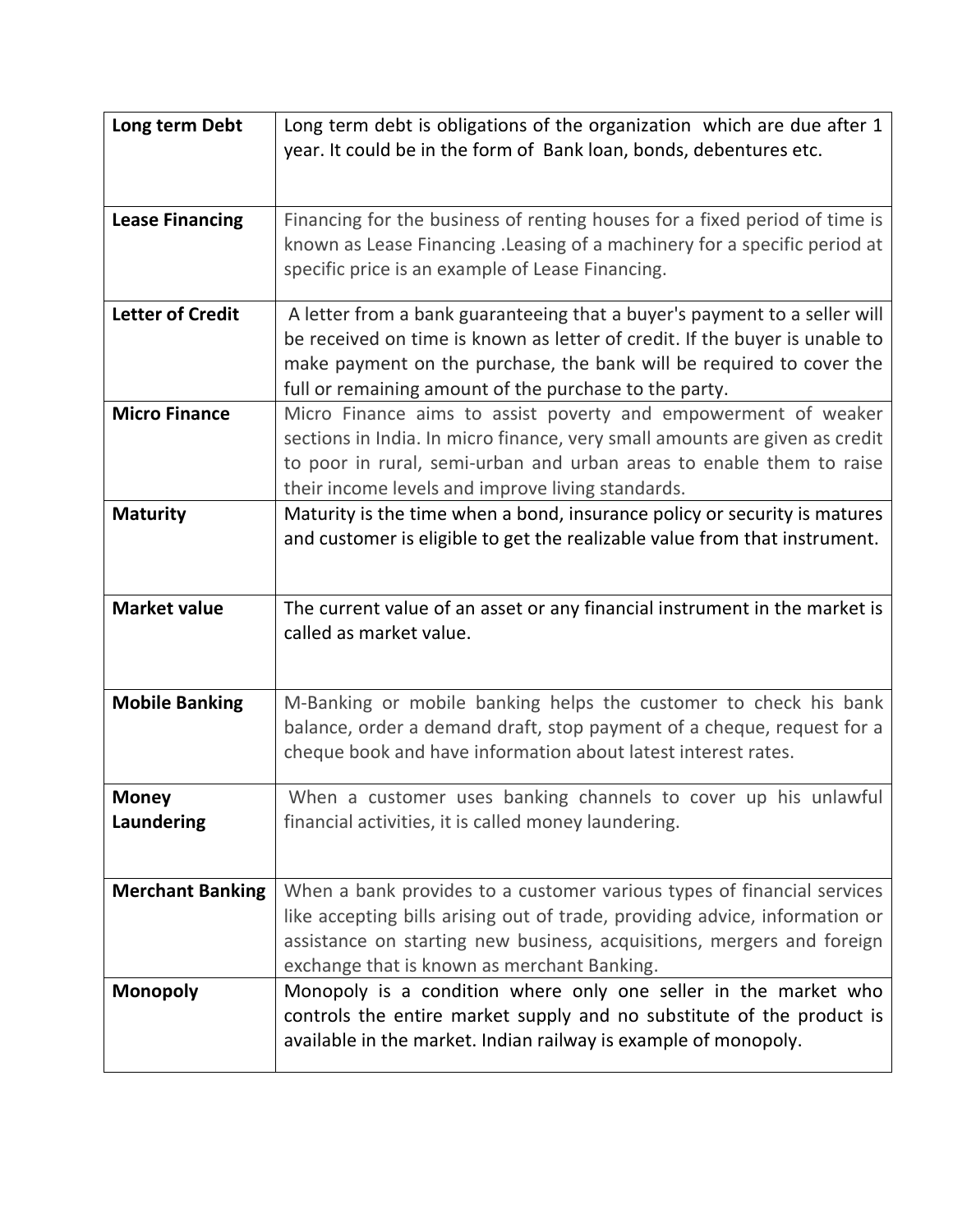| | |
|---|---|
| **Long term Debt** | Long term debt is obligations of the organization which are due after 1 year. It could be in the form of Bank loan, bonds, debentures etc. |
| **Lease Financing** | Financing for the business of renting houses for a fixed period of time is known as Lease Financing .Leasing of a machinery for a specific period at specific price is an example of Lease Financing. |
| **Letter of Credit** | A letter from a bank guaranteeing that a buyer's payment to a seller will be received on time is known as letter of credit. If the buyer is unable to make payment on the purchase, the bank will be required to cover the full or remaining amount of the purchase to the party. |
| **Micro Finance** | Micro Finance aims to assist poverty and empowerment of weaker sections in India. In micro finance, very small amounts are given as credit to poor in rural, semi-urban and urban areas to enable them to raise their income levels and improve living standards. |
| **Maturity** | Maturity is the time when a bond, insurance policy or security is matures and customer is eligible to get the realizable value from that instrument. |
| **Market value** | The current value of an asset or any financial instrument in the market is called as market value. |
| **Mobile Banking** | M-Banking or mobile banking helps the customer to check his bank balance, order a demand draft, stop payment of a cheque, request for a cheque book and have information about latest interest rates. |
| **Money Laundering** | When a customer uses banking channels to cover up his unlawful financial activities, it is called money laundering. |
| **Merchant Banking** | When a bank provides to a customer various types of financial services like accepting bills arising out of trade, providing advice, information or assistance on starting new business, acquisitions, mergers and foreign exchange that is known as merchant Banking. |
| **Monopoly** | Monopoly is a condition where only one seller in the market who controls the entire market supply and no substitute of the product is available in the market. Indian railway is example of monopoly. |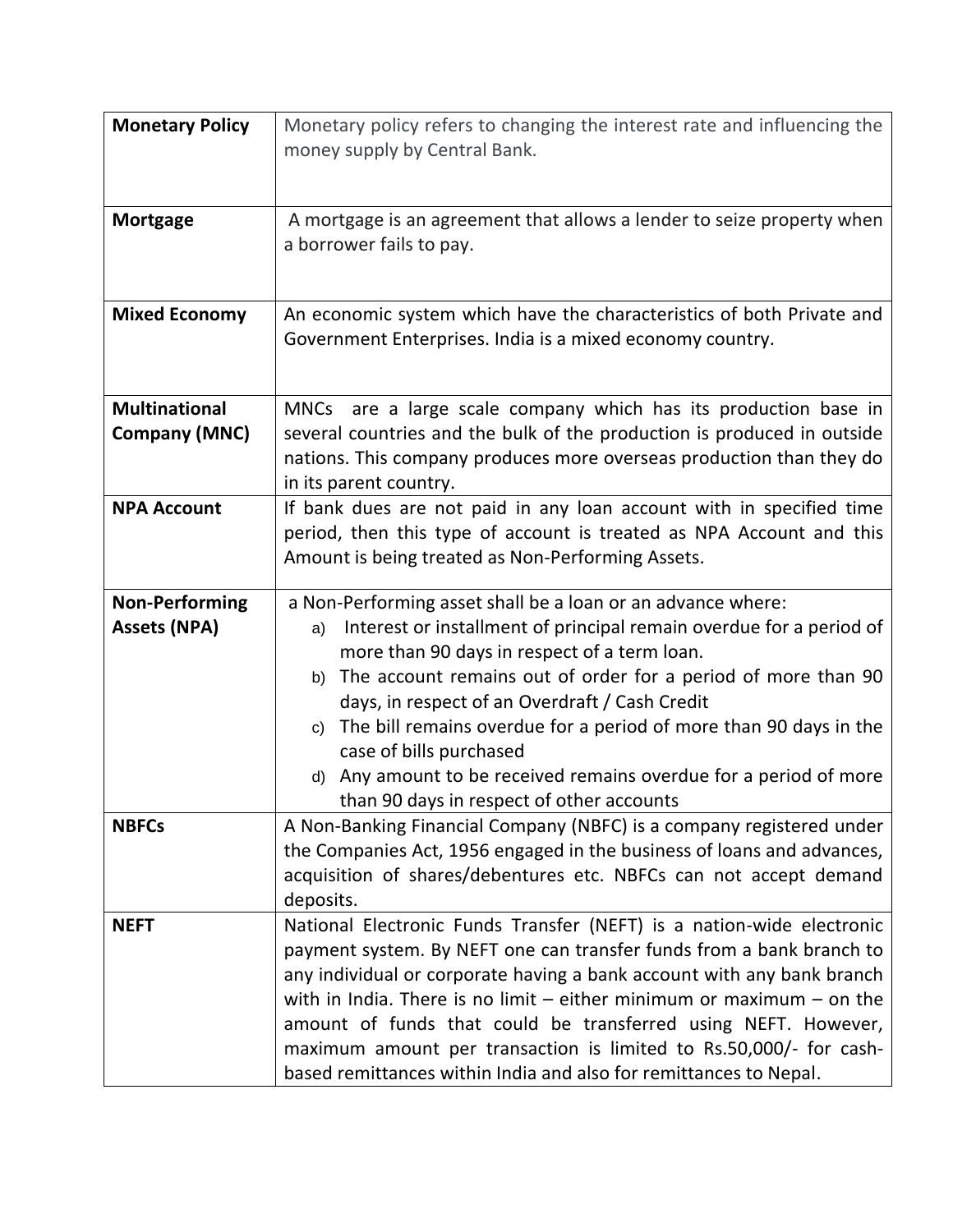| | |
|---|---|
| **Monetary Policy** | Monetary policy refers to changing the interest rate and influencing the money supply by Central Bank. |
| **Mortgage** | A mortgage is an agreement that allows a lender to seize property when a borrower fails to pay. |
| **Mixed Economy** | An economic system which have the characteristics of both Private and Government Enterprises. India is a mixed economy country. |
| **Multinational Company (MNC)** | MNCs are a large scale company which has its production base in several countries and the bulk of the production is produced in outside nations. This company produces more overseas production than they do in its parent country. |
| **NPA Account** | If bank dues are not paid in any loan account with in specified time period, then this type of account is treated as NPA Account and this Amount is being treated as Non-Performing Assets. |
| **Non-Performing Assets (NPA)** | a Non-Performing asset shall be a loan or an advance where:<br>a) Interest or installment of principal remain overdue for a period of more than 90 days in respect of a term loan.<br>b) The account remains out of order for a period of more than 90 days, in respect of an Overdraft / Cash Credit<br>c) The bill remains overdue for a period of more than 90 days in the case of bills purchased<br>d) Any amount to be received remains overdue for a period of more than 90 days in respect of other accounts |
| **NBFCs** | A Non-Banking Financial Company (NBFC) is a company registered under the Companies Act, 1956 engaged in the business of loans and advances, acquisition of shares/debentures etc. NBFCs can not accept demand deposits. |
| **NEFT** | National Electronic Funds Transfer (NEFT) is a nation-wide electronic payment system. By NEFT one can transfer funds from a bank branch to any individual or corporate having a bank account with any bank branch with in India. There is no limit – either minimum or maximum – on the amount of funds that could be transferred using NEFT. However, maximum amount per transaction is limited to Rs.50,000/- for cash-based remittances within India and also for remittances to Nepal. |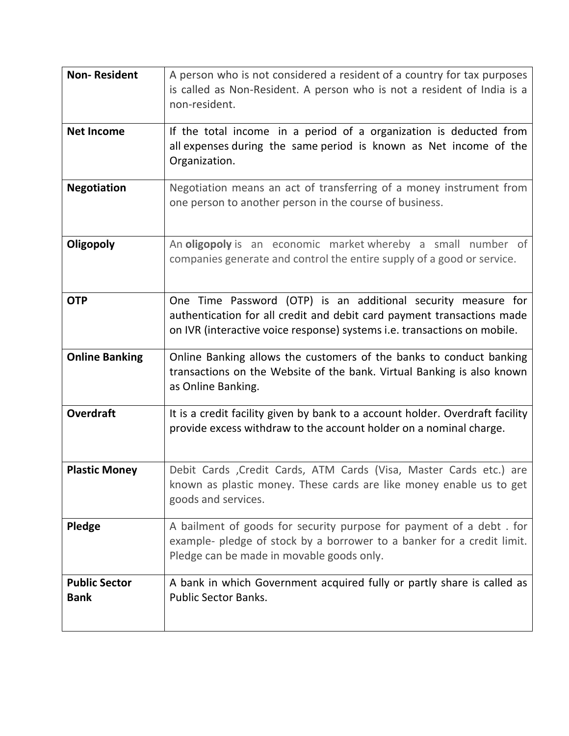| **Non- Resident** | A person who is not considered a resident of a country for tax purposes is called as Non-Resident. A person who is not a resident of India is a non-resident. |
|---|---|
| **Net Income** | If the total income in a period of a organization is deducted from all expenses during the same period is known as Net income of the Organization. |
| **Negotiation** | Negotiation means an act of transferring of a money instrument from one person to another person in the course of business. |
| **Oligopoly** | An **oligopoly** is an economic market whereby a small number of companies generate and control the entire supply of a good or service. |
| **OTP** | One Time Password (OTP) is an additional security measure for authentication for all credit and debit card payment transactions made on IVR (interactive voice response) systems i.e. transactions on mobile. |
| **Online Banking** | Online Banking allows the customers of the banks to conduct banking transactions on the Website of the bank. Virtual Banking is also known as Online Banking. |
| **Overdraft** | It is a credit facility given by bank to a account holder. Overdraft facility provide excess withdraw to the account holder on a nominal charge. |
| **Plastic Money** | Debit Cards ,Credit Cards, ATM Cards (Visa, Master Cards etc.) are known as plastic money. These cards are like money enable us to get goods and services. |
| **Pledge** | A bailment of goods for security purpose for payment of a debt . for example- pledge of stock by a borrower to a banker for a credit limit. Pledge can be made in movable goods only. |
| **Public Sector Bank** | A bank in which Government acquired fully or partly share is called as Public Sector Banks. |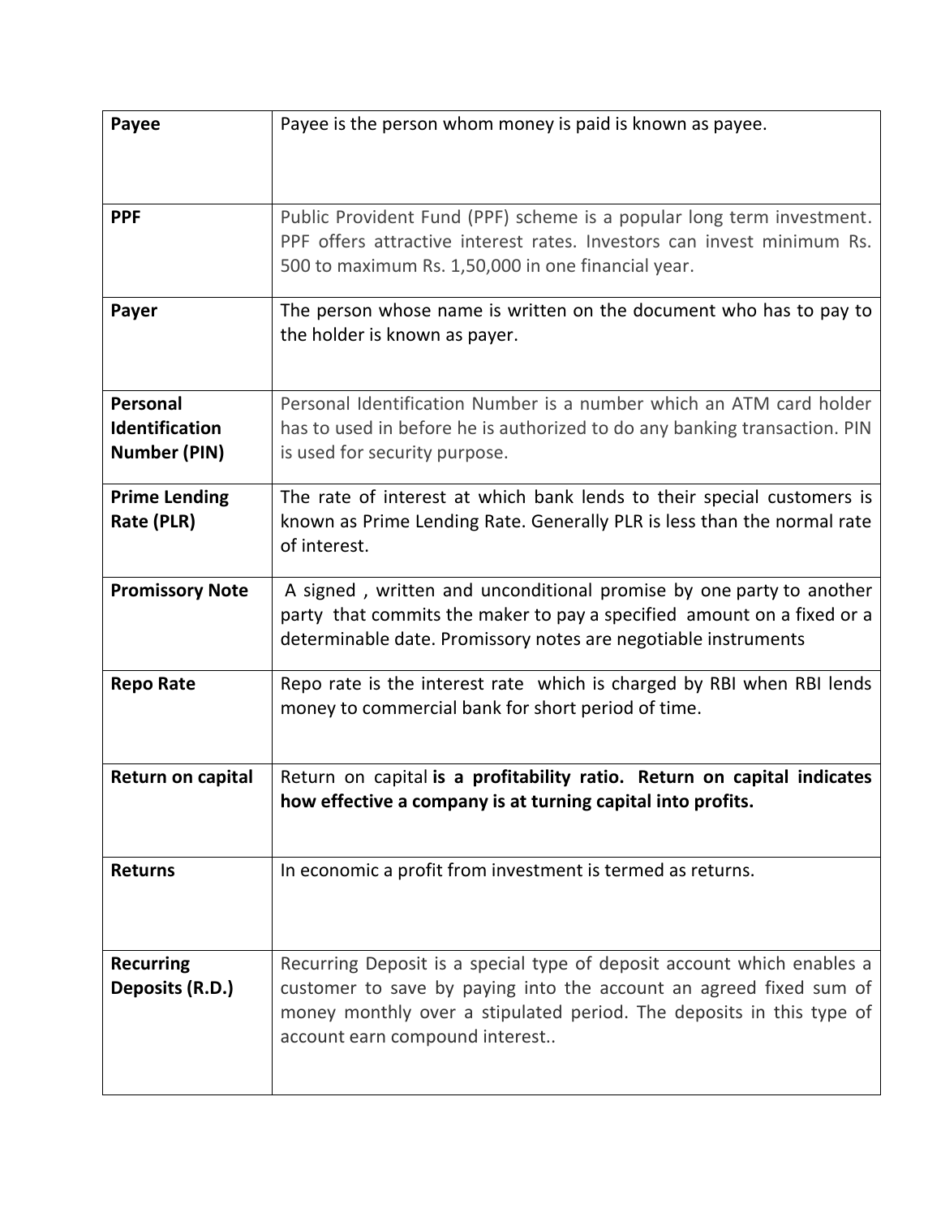| **Payee** | Payee is the person whom money is paid is known as payee. |
|---|---|
| **PPF** | Public Provident Fund (PPF) scheme is a popular long term investment. PPF offers attractive interest rates. Investors can invest minimum Rs. 500 to maximum Rs. 1,50,000 in one financial year. |
| **Payer** | The person whose name is written on the document who has to pay to the holder is known as payer. |
| **Personal Identification Number (PIN)** | Personal Identification Number is a number which an ATM card holder has to used in before he is authorized to do any banking transaction. PIN is used for security purpose. |
| **Prime Lending Rate (PLR)** | The rate of interest at which bank lends to their special customers is known as Prime Lending Rate. Generally PLR is less than the normal rate of interest. |
| **Promissory Note** | A signed , written and unconditional promise by one party to another party that commits the maker to pay a specified amount on a fixed or a determinable date. Promissory notes are negotiable instruments |
| **Repo Rate** | Repo rate is the interest rate which is charged by RBI when RBI lends money to commercial bank for short period of time. |
| **Return on capital** | Return on capital **is a profitability ratio. Return on capital indicates how effective a company is at turning capital into profits.** |
| **Returns** | In economic a profit from investment is termed as returns. |
| **Recurring Deposits (R.D.)** | Recurring Deposit is a special type of deposit account which enables a customer to save by paying into the account an agreed fixed sum of money monthly over a stipulated period. The deposits in this type of account earn compound interest.. |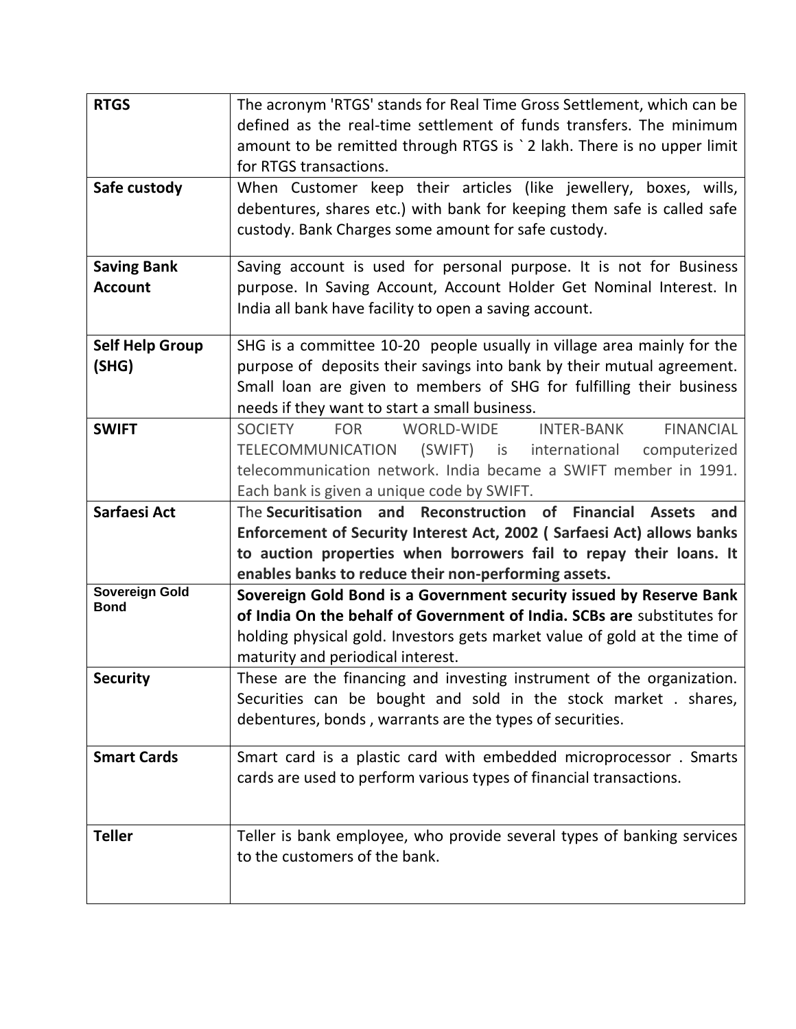| | |
|---|---|
| **RTGS** | The acronym 'RTGS' stands for Real Time Gross Settlement, which can be defined as the real-time settlement of funds transfers. The minimum amount to be remitted through RTGS is ` 2 lakh. There is no upper limit for RTGS transactions. |
| **Safe custody** | When Customer keep their articles (like jewellery, boxes, wills, debentures, shares etc.) with bank for keeping them safe is called safe custody. Bank Charges some amount for safe custody. |
| **Saving Bank Account** | Saving account is used for personal purpose. It is not for Business purpose. In Saving Account, Account Holder Get Nominal Interest. In India all bank have facility to open a saving account. |
| **Self Help Group (SHG)** | SHG is a committee 10-20 people usually in village area mainly for the purpose of deposits their savings into bank by their mutual agreement. Small loan are given to members of SHG for fulfilling their business needs if they want to start a small business. |
| **SWIFT** | SOCIETY FOR WORLD-WIDE INTER-BANK FINANCIAL TELECOMMUNICATION (SWIFT) is international computerized telecommunication network. India became a SWIFT member in 1991. Each bank is given a unique code by SWIFT. |
| **Sarfaesi Act** | The **Securitisation and Reconstruction of Financial Assets and Enforcement of Security Interest Act, 2002 ( Sarfaesi Act) allows banks to auction properties when borrowers fail to repay their loans. It enables banks to reduce their non-performing assets.** |
| **Sovereign Gold Bond** | **Sovereign Gold Bond is a Government security issued by Reserve Bank of India On the behalf of Government of India. SCBs are** substitutes for holding physical gold. Investors gets market value of gold at the time of maturity and periodical interest. |
| **Security** | These are the financing and investing instrument of the organization. Securities can be bought and sold in the stock market . shares, debentures, bonds , warrants are the types of securities. |
| **Smart Cards** | Smart card is a plastic card with embedded microprocessor . Smarts cards are used to perform various types of financial transactions. |
| **Teller** | Teller is bank employee, who provide several types of banking services to the customers of the bank. |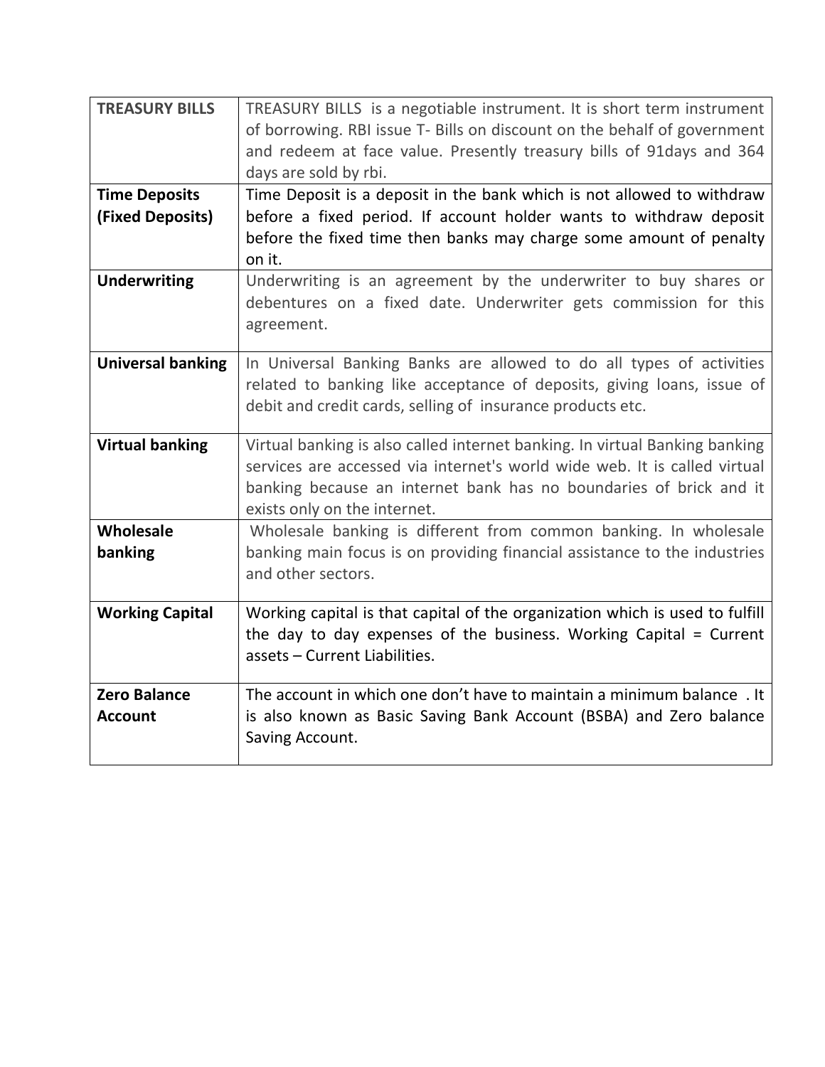| | |
|---|---|
| **TREASURY BILLS** | TREASURY BILLS is a negotiable instrument. It is short term instrument of borrowing. RBI issue T- Bills on discount on the behalf of government and redeem at face value. Presently treasury bills of 91days and 364 days are sold by rbi. |
| **Time Deposits (Fixed Deposits)** | Time Deposit is a deposit in the bank which is not allowed to withdraw before a fixed period. If account holder wants to withdraw deposit before the fixed time then banks may charge some amount of penalty on it. |
| **Underwriting** | Underwriting is an agreement by the underwriter to buy shares or debentures on a fixed date. Underwriter gets commission for this agreement. |
| **Universal banking** | In Universal Banking Banks are allowed to do all types of activities related to banking like acceptance of deposits, giving loans, issue of debit and credit cards, selling of insurance products etc. |
| **Virtual banking** | Virtual banking is also called internet banking. In virtual Banking banking services are accessed via internet's world wide web. It is called virtual banking because an internet bank has no boundaries of brick and it exists only on the internet. |
| **Wholesale banking** | Wholesale banking is different from common banking. In wholesale banking main focus is on providing financial assistance to the industries and other sectors. |
| **Working Capital** | Working capital is that capital of the organization which is used to fulfill the day to day expenses of the business. Working Capital = Current assets – Current Liabilities. |
| **Zero Balance Account** | The account in which one don't have to maintain a minimum balance . It is also known as Basic Saving Bank Account (BSBA) and Zero balance Saving Account. |